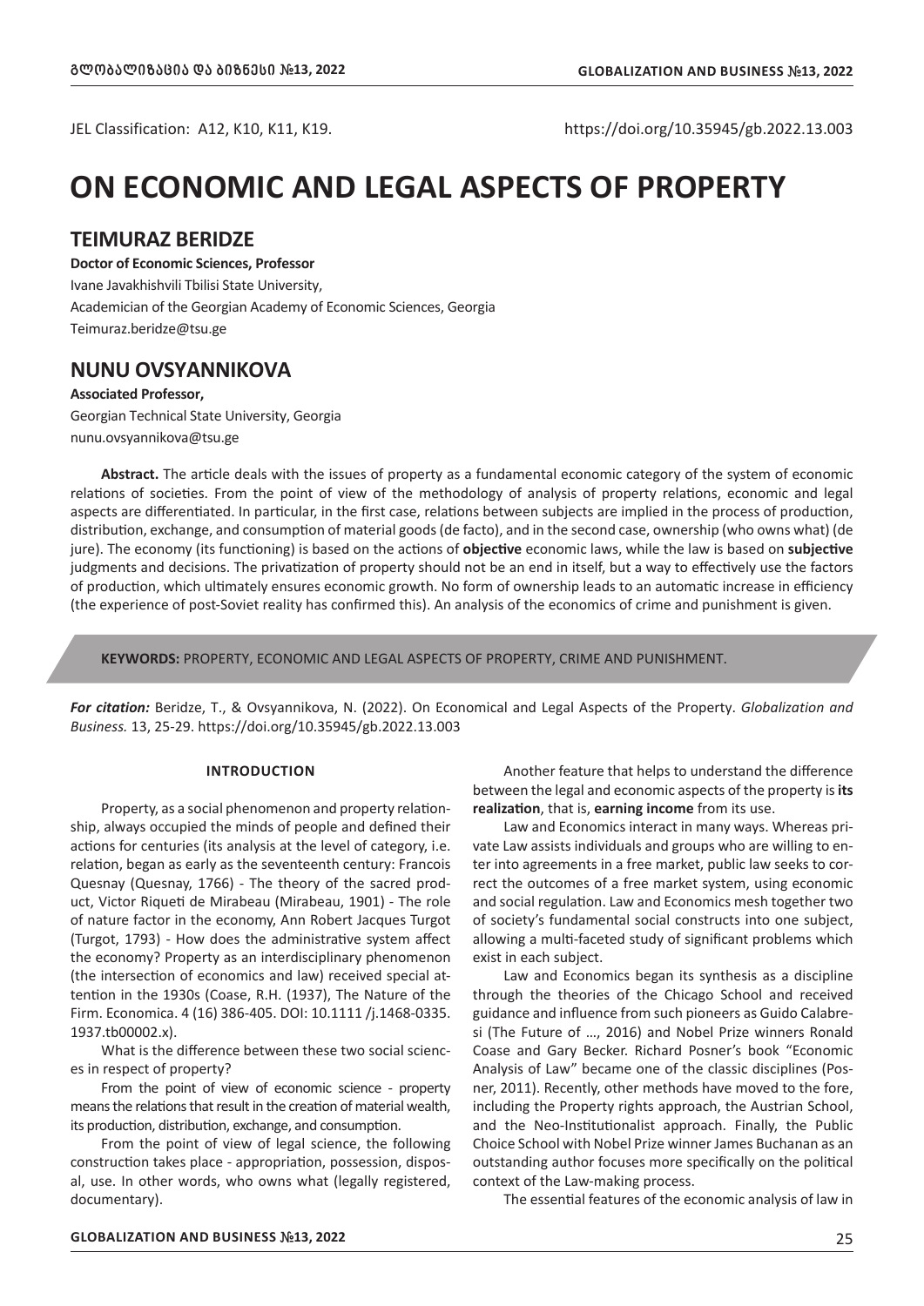JEL Classification: A12, K10, K11, K19.

https://doi.org/10.35945/gb.2022.13.003

# ON ECONOMIC AND LEGAL ASPECTS OF PROPERTY

## TEIMURAZ BERIDZE

**Doctor of Economic Sciences, Professor**
Ivane Javakhishvili Tbilisi State University,
Academician of the Georgian Academy of Economic Sciences, Georgia
Teimuraz.beridze@tsu.ge

## NUNU OVSYANNIKOVA

**Associated Professor,**
Georgian Technical State University, Georgia
nunu.ovsyannikova@tsu.ge

**Abstract.** The article deals with the issues of property as a fundamental economic category of the system of economic relations of societies. From the point of view of the methodology of analysis of property relations, economic and legal aspects are differentiated. In particular, in the first case, relations between subjects are implied in the process of production, distribution, exchange, and consumption of material goods (de facto), and in the second case, ownership (who owns what) (de jure). The economy (its functioning) is based on the actions of **objective** economic laws, while the law is based on **subjective** judgments and decisions. The privatization of property should not be an end in itself, but a way to effectively use the factors of production, which ultimately ensures economic growth. No form of ownership leads to an automatic increase in efficiency (the experience of post-Soviet reality has confirmed this). An analysis of the economics of crime and punishment is given.

**KEYWORDS:** PROPERTY, ECONOMIC AND LEGAL ASPECTS OF PROPERTY, CRIME AND PUNISHMENT.

***For citation:*** Beridze, T., & Ovsyannikova, N. (2022). On Economical and Legal Aspects of the Property. *Globalization and Business.* 13, 25-29. https://doi.org/10.35945/gb.2022.13.003

### INTRODUCTION

Property, as a social phenomenon and property relationship, always occupied the minds of people and defined their actions for centuries (its analysis at the level of category, i.e. relation, began as early as the seventeenth century: Francois Quesnay (Quesnay, 1766) - The theory of the sacred product, Victor Riqueti de Mirabeau (Mirabeau, 1901) - The role of nature factor in the economy, Ann Robert Jacques Turgot (Turgot, 1793) - How does the administrative system affect the economy? Property as an interdisciplinary phenomenon (the intersection of economics and law) received special attention in the 1930s (Coase, R.H. (1937), The Nature of the Firm. Economica. 4 (16) 386-405. DOI: 10.1111 /j.1468-0335. 1937.tb00002.x).

What is the difference between these two social sciences in respect of property?

From the point of view of economic science - property means the relations that result in the creation of material wealth, its production, distribution, exchange, and consumption.

From the point of view of legal science, the following construction takes place - appropriation, possession, disposal, use. In other words, who owns what (legally registered, documentary).

Another feature that helps to understand the difference between the legal and economic aspects of the property is **its realization**, that is, **earning income** from its use.

Law and Economics interact in many ways. Whereas private Law assists individuals and groups who are willing to enter into agreements in a free market, public law seeks to correct the outcomes of a free market system, using economic and social regulation. Law and Economics mesh together two of society's fundamental social constructs into one subject, allowing a multi-faceted study of significant problems which exist in each subject.

Law and Economics began its synthesis as a discipline through the theories of the Chicago School and received guidance and influence from such pioneers as Guido Calabresi (The Future of ..., 2016) and Nobel Prize winners Ronald Coase and Gary Becker. Richard Posner's book "Economic Analysis of Law" became one of the classic disciplines (Posner, 2011). Recently, other methods have moved to the fore, including the Property rights approach, the Austrian School, and the Neo-Institutionalist approach. Finally, the Public Choice School with Nobel Prize winner James Buchanan as an outstanding author focuses more specifically on the political context of the Law-making process.

The essential features of the economic analysis of law in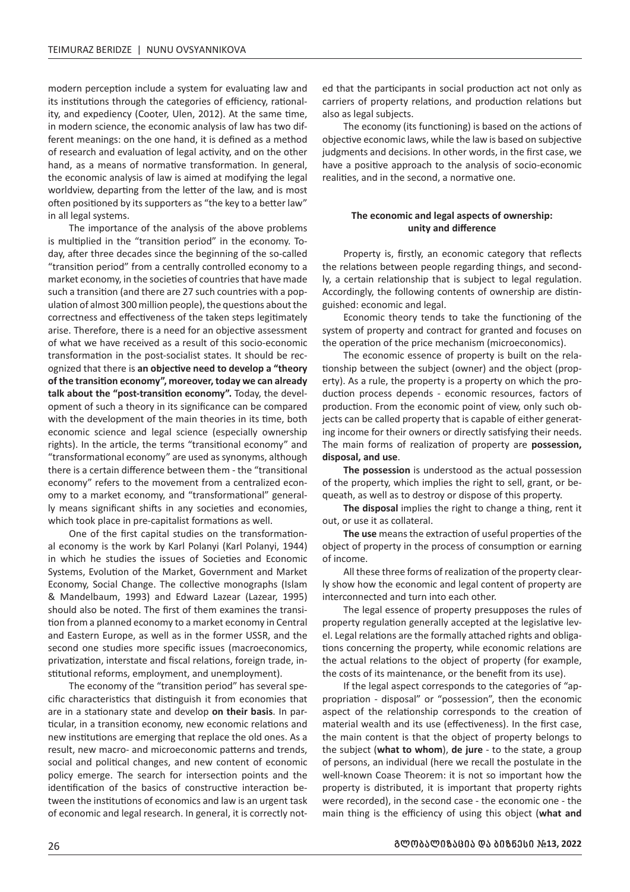modern perception include a system for evaluating law and its institutions through the categories of efficiency, rationality, and expediency (Cooter, Ulen, 2012). At the same time, in modern science, the economic analysis of law has two different meanings: on the one hand, it is defined as a method of research and evaluation of legal activity, and on the other hand, as a means of normative transformation. In general, the economic analysis of law is aimed at modifying the legal worldview, departing from the letter of the law, and is most often positioned by its supporters as "the key to a better law" in all legal systems.

The importance of the analysis of the above problems is multiplied in the "transition period" in the economy. Today, after three decades since the beginning of the so-called "transition period" from a centrally controlled economy to a market economy, in the societies of countries that have made such a transition (and there are 27 such countries with a population of almost 300 million people), the questions about the correctness and effectiveness of the taken steps legitimately arise. Therefore, there is a need for an objective assessment of what we have received as a result of this socio-economic transformation in the post-socialist states. It should be recognized that there is **an objective need to develop a "theory of the transition economy", moreover, today we can already talk about the "post-transition economy".** Today, the development of such a theory in its significance can be compared with the development of the main theories in its time, both economic science and legal science (especially ownership rights). In the article, the terms "transitional economy" and "transformational economy" are used as synonyms, although there is a certain difference between them - the "transitional economy" refers to the movement from a centralized economy to a market economy, and "transformational" generally means significant shifts in any societies and economies, which took place in pre-capitalist formations as well.

One of the first capital studies on the transformational economy is the work by Karl Polanyi (Karl Polanyi, 1944) in which he studies the issues of Societies and Economic Systems, Evolution of the Market, Government and Market Economy, Social Change. The collective monographs (Islam & Mandelbaum, 1993) and Edward Lazear (Lazear, 1995) should also be noted. The first of them examines the transition from a planned economy to a market economy in Central and Eastern Europe, as well as in the former USSR, and the second one studies more specific issues (macroeconomics, privatization, interstate and fiscal relations, foreign trade, institutional reforms, employment, and unemployment).

The economy of the "transition period" has several specific characteristics that distinguish it from economies that are in a stationary state and develop **on their basis**. In particular, in a transition economy, new economic relations and new institutions are emerging that replace the old ones. As a result, new macro- and microeconomic patterns and trends, social and political changes, and new content of economic policy emerge. The search for intersection points and the identification of the basics of constructive interaction between the institutions of economics and law is an urgent task of economic and legal research. In general, it is correctly noted that the participants in social production act not only as carriers of property relations, and production relations but also as legal subjects.

The economy (its functioning) is based on the actions of objective economic laws, while the law is based on subjective judgments and decisions. In other words, in the first case, we have a positive approach to the analysis of socio-economic realities, and in the second, a normative one.

## The economic and legal aspects of ownership: unity and difference

Property is, firstly, an economic category that reflects the relations between people regarding things, and secondly, a certain relationship that is subject to legal regulation. Accordingly, the following contents of ownership are distinguished: economic and legal.

Economic theory tends to take the functioning of the system of property and contract for granted and focuses on the operation of the price mechanism (microeconomics).

The economic essence of property is built on the relationship between the subject (owner) and the object (property). As a rule, the property is a property on which the production process depends - economic resources, factors of production. From the economic point of view, only such objects can be called property that is capable of either generating income for their owners or directly satisfying their needs. The main forms of realization of property are **possession, disposal, and use**.

**The possession** is understood as the actual possession of the property, which implies the right to sell, grant, or bequeath, as well as to destroy or dispose of this property.

**The disposal** implies the right to change a thing, rent it out, or use it as collateral.

**The use** means the extraction of useful properties of the object of property in the process of consumption or earning of income.

All these three forms of realization of the property clearly show how the economic and legal content of property are interconnected and turn into each other.

The legal essence of property presupposes the rules of property regulation generally accepted at the legislative level. Legal relations are the formally attached rights and obligations concerning the property, while economic relations are the actual relations to the object of property (for example, the costs of its maintenance, or the benefit from its use).

If the legal aspect corresponds to the categories of "appropriation - disposal" or "possession", then the economic aspect of the relationship corresponds to the creation of material wealth and its use (effectiveness). In the first case, the main content is that the object of property belongs to the subject (**what to whom**), **de jure** - to the state, a group of persons, an individual (here we recall the postulate in the well-known Coase Theorem: it is not so important how the property is distributed, it is important that property rights were recorded), in the second case - the economic one - the main thing is the efficiency of using this object (**what and**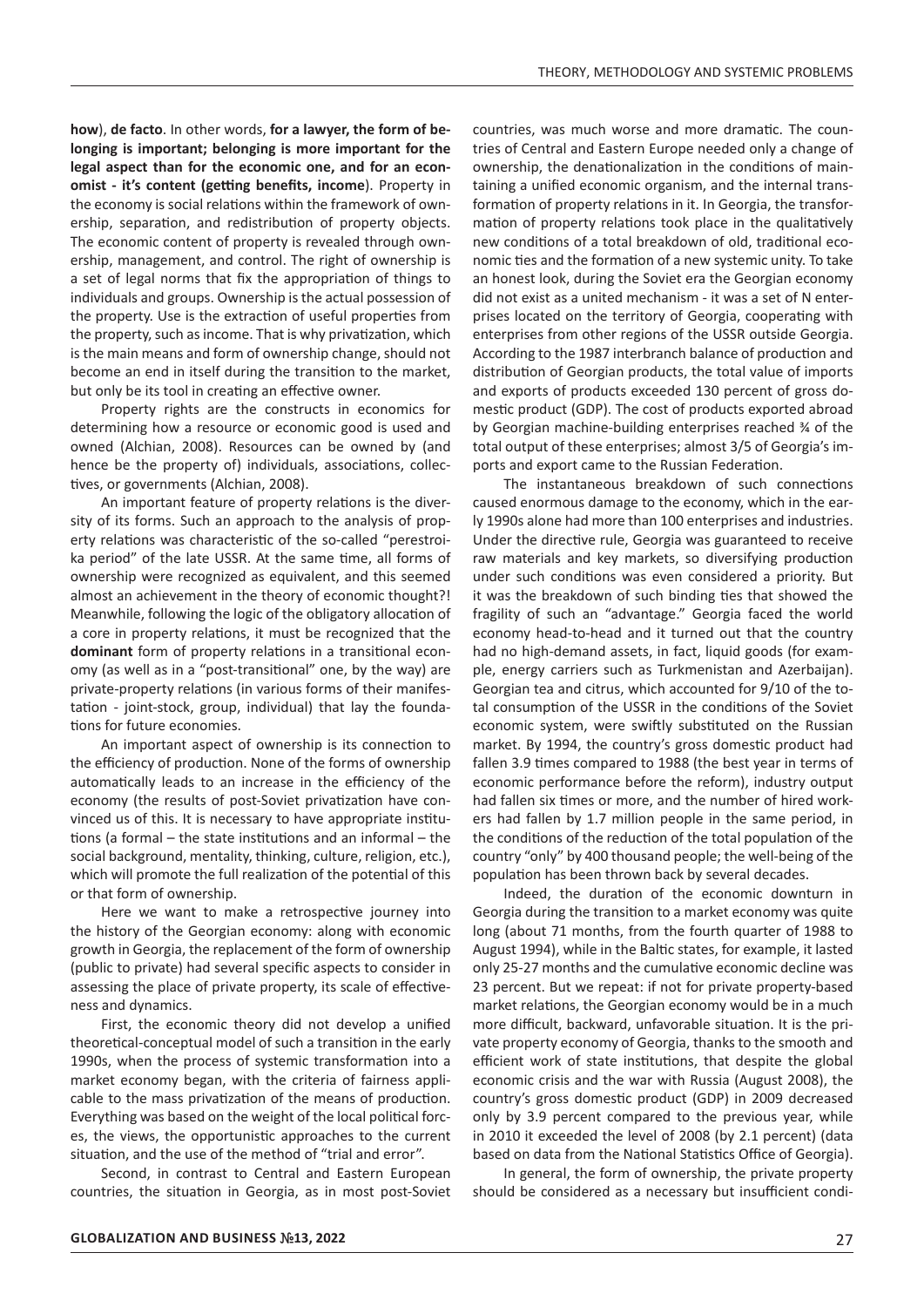**how**), **de facto**. In other words, **for a lawyer, the form of belonging is important; belonging is more important for the legal aspect than for the economic one, and for an economist - it's content (getting benefits, income**). Property in the economy is social relations within the framework of ownership, separation, and redistribution of property objects. The economic content of property is revealed through ownership, management, and control. The right of ownership is a set of legal norms that fix the appropriation of things to individuals and groups. Ownership is the actual possession of the property. Use is the extraction of useful properties from the property, such as income. That is why privatization, which is the main means and form of ownership change, should not become an end in itself during the transition to the market, but only be its tool in creating an effective owner.

Property rights are the constructs in economics for determining how a resource or economic good is used and owned (Alchian, 2008). Resources can be owned by (and hence be the property of) individuals, associations, collectives, or governments (Alchian, 2008).

An important feature of property relations is the diversity of its forms. Such an approach to the analysis of property relations was characteristic of the so-called "perestroika period" of the late USSR. At the same time, all forms of ownership were recognized as equivalent, and this seemed almost an achievement in the theory of economic thought?! Meanwhile, following the logic of the obligatory allocation of a core in property relations, it must be recognized that the **dominant** form of property relations in a transitional economy (as well as in a "post-transitional" one, by the way) are private-property relations (in various forms of their manifestation - joint-stock, group, individual) that lay the foundations for future economies.

An important aspect of ownership is its connection to the efficiency of production. None of the forms of ownership automatically leads to an increase in the efficiency of the economy (the results of post-Soviet privatization have convinced us of this. It is necessary to have appropriate institutions (a formal – the state institutions and an informal – the social background, mentality, thinking, culture, religion, etc.), which will promote the full realization of the potential of this or that form of ownership.

Here we want to make a retrospective journey into the history of the Georgian economy: along with economic growth in Georgia, the replacement of the form of ownership (public to private) had several specific aspects to consider in assessing the place of private property, its scale of effectiveness and dynamics.

First, the economic theory did not develop a unified theoretical-conceptual model of such a transition in the early 1990s, when the process of systemic transformation into a market economy began, with the criteria of fairness applicable to the mass privatization of the means of production. Everything was based on the weight of the local political forces, the views, the opportunistic approaches to the current situation, and the use of the method of "trial and error".

Second, in contrast to Central and Eastern European countries, the situation in Georgia, as in most post-Soviet countries, was much worse and more dramatic. The countries of Central and Eastern Europe needed only a change of ownership, the denationalization in the conditions of maintaining a unified economic organism, and the internal transformation of property relations in it. In Georgia, the transformation of property relations took place in the qualitatively new conditions of a total breakdown of old, traditional economic ties and the formation of a new systemic unity. To take an honest look, during the Soviet era the Georgian economy did not exist as a united mechanism - it was a set of N enterprises located on the territory of Georgia, cooperating with enterprises from other regions of the USSR outside Georgia. According to the 1987 interbranch balance of production and distribution of Georgian products, the total value of imports and exports of products exceeded 130 percent of gross domestic product (GDP). The cost of products exported abroad by Georgian machine-building enterprises reached ¾ of the total output of these enterprises; almost 3/5 of Georgia's imports and export came to the Russian Federation.

The instantaneous breakdown of such connections caused enormous damage to the economy, which in the early 1990s alone had more than 100 enterprises and industries. Under the directive rule, Georgia was guaranteed to receive raw materials and key markets, so diversifying production under such conditions was even considered a priority. But it was the breakdown of such binding ties that showed the fragility of such an "advantage." Georgia faced the world economy head-to-head and it turned out that the country had no high-demand assets, in fact, liquid goods (for example, energy carriers such as Turkmenistan and Azerbaijan). Georgian tea and citrus, which accounted for 9/10 of the total consumption of the USSR in the conditions of the Soviet economic system, were swiftly substituted on the Russian market. By 1994, the country's gross domestic product had fallen 3.9 times compared to 1988 (the best year in terms of economic performance before the reform), industry output had fallen six times or more, and the number of hired workers had fallen by 1.7 million people in the same period, in the conditions of the reduction of the total population of the country "only" by 400 thousand people; the well-being of the population has been thrown back by several decades.

Indeed, the duration of the economic downturn in Georgia during the transition to a market economy was quite long (about 71 months, from the fourth quarter of 1988 to August 1994), while in the Baltic states, for example, it lasted only 25-27 months and the cumulative economic decline was 23 percent. But we repeat: if not for private property-based market relations, the Georgian economy would be in a much more difficult, backward, unfavorable situation. It is the private property economy of Georgia, thanks to the smooth and efficient work of state institutions, that despite the global economic crisis and the war with Russia (August 2008), the country's gross domestic product (GDP) in 2009 decreased only by 3.9 percent compared to the previous year, while in 2010 it exceeded the level of 2008 (by 2.1 percent) (data based on data from the National Statistics Office of Georgia).

In general, the form of ownership, the private property should be considered as a necessary but insufficient condi-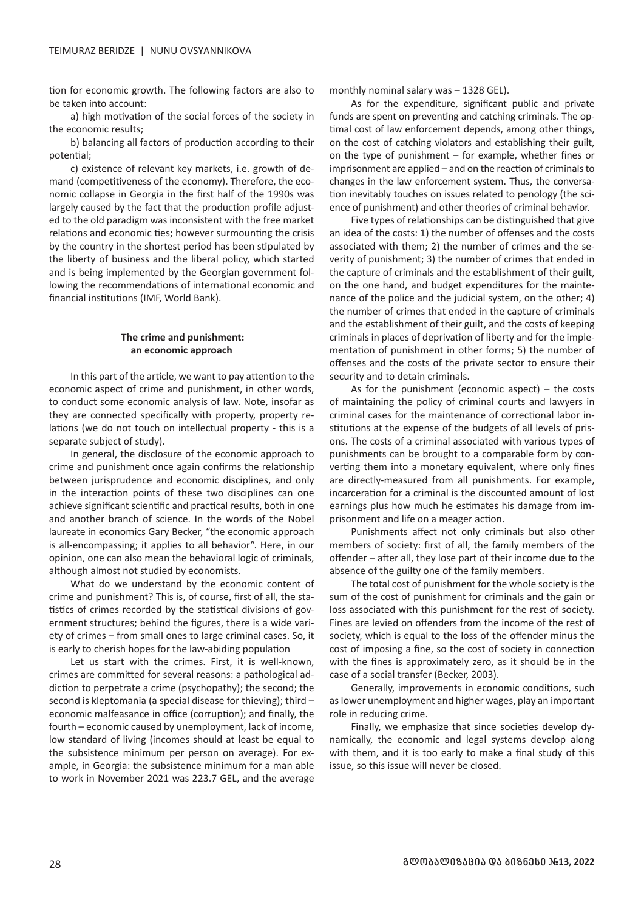tion for economic growth. The following factors are also to be taken into account:

a) high motivation of the social forces of the society in the economic results;

b) balancing all factors of production according to their potential;

c) existence of relevant key markets, i.e. growth of demand (competitiveness of the economy). Therefore, the economic collapse in Georgia in the first half of the 1990s was largely caused by the fact that the production profile adjusted to the old paradigm was inconsistent with the free market relations and economic ties; however surmounting the crisis by the country in the shortest period has been stipulated by the liberty of business and the liberal policy, which started and is being implemented by the Georgian government following the recommendations of international economic and financial institutions (IMF, World Bank).

## The crime and punishment: an economic approach

In this part of the article, we want to pay attention to the economic aspect of crime and punishment, in other words, to conduct some economic analysis of law. Note, insofar as they are connected specifically with property, property relations (we do not touch on intellectual property - this is a separate subject of study).

In general, the disclosure of the economic approach to crime and punishment once again confirms the relationship between jurisprudence and economic disciplines, and only in the interaction points of these two disciplines can one achieve significant scientific and practical results, both in one and another branch of science. In the words of the Nobel laureate in economics Gary Becker, "the economic approach is all-encompassing; it applies to all behavior". Here, in our opinion, one can also mean the behavioral logic of criminals, although almost not studied by economists.

What do we understand by the economic content of crime and punishment? This is, of course, first of all, the statistics of crimes recorded by the statistical divisions of government structures; behind the figures, there is a wide variety of crimes – from small ones to large criminal cases. So, it is early to cherish hopes for the law-abiding population

Let us start with the crimes. First, it is well-known, crimes are committed for several reasons: a pathological addiction to perpetrate a crime (psychopathy); the second; the second is kleptomania (a special disease for thieving); third – economic malfeasance in office (corruption); and finally, the fourth – economic caused by unemployment, lack of income, low standard of living (incomes should at least be equal to the subsistence minimum per person on average). For example, in Georgia: the subsistence minimum for a man able to work in November 2021 was 223.7 GEL, and the average monthly nominal salary was – 1328 GEL).

As for the expenditure, significant public and private funds are spent on preventing and catching criminals. The optimal cost of law enforcement depends, among other things, on the cost of catching violators and establishing their guilt, on the type of punishment – for example, whether fines or imprisonment are applied – and on the reaction of criminals to changes in the law enforcement system. Thus, the conversation inevitably touches on issues related to penology (the science of punishment) and other theories of criminal behavior.

Five types of relationships can be distinguished that give an idea of the costs: 1) the number of offenses and the costs associated with them; 2) the number of crimes and the severity of punishment; 3) the number of crimes that ended in the capture of criminals and the establishment of their guilt, on the one hand, and budget expenditures for the maintenance of the police and the judicial system, on the other; 4) the number of crimes that ended in the capture of criminals and the establishment of their guilt, and the costs of keeping criminals in places of deprivation of liberty and for the implementation of punishment in other forms; 5) the number of offenses and the costs of the private sector to ensure their security and to detain criminals.

As for the punishment (economic aspect) – the costs of maintaining the policy of criminal courts and lawyers in criminal cases for the maintenance of correctional labor institutions at the expense of the budgets of all levels of prisons. The costs of a criminal associated with various types of punishments can be brought to a comparable form by converting them into a monetary equivalent, where only fines are directly-measured from all punishments. For example, incarceration for a criminal is the discounted amount of lost earnings plus how much he estimates his damage from imprisonment and life on a meager action.

Punishments affect not only criminals but also other members of society: first of all, the family members of the offender – after all, they lose part of their income due to the absence of the guilty one of the family members.

The total cost of punishment for the whole society is the sum of the cost of punishment for criminals and the gain or loss associated with this punishment for the rest of society. Fines are levied on offenders from the income of the rest of society, which is equal to the loss of the offender minus the cost of imposing a fine, so the cost of society in connection with the fines is approximately zero, as it should be in the case of a social transfer (Becker, 2003).

Generally, improvements in economic conditions, such as lower unemployment and higher wages, play an important role in reducing crime.

Finally, we emphasize that since societies develop dynamically, the economic and legal systems develop along with them, and it is too early to make a final study of this issue, so this issue will never be closed.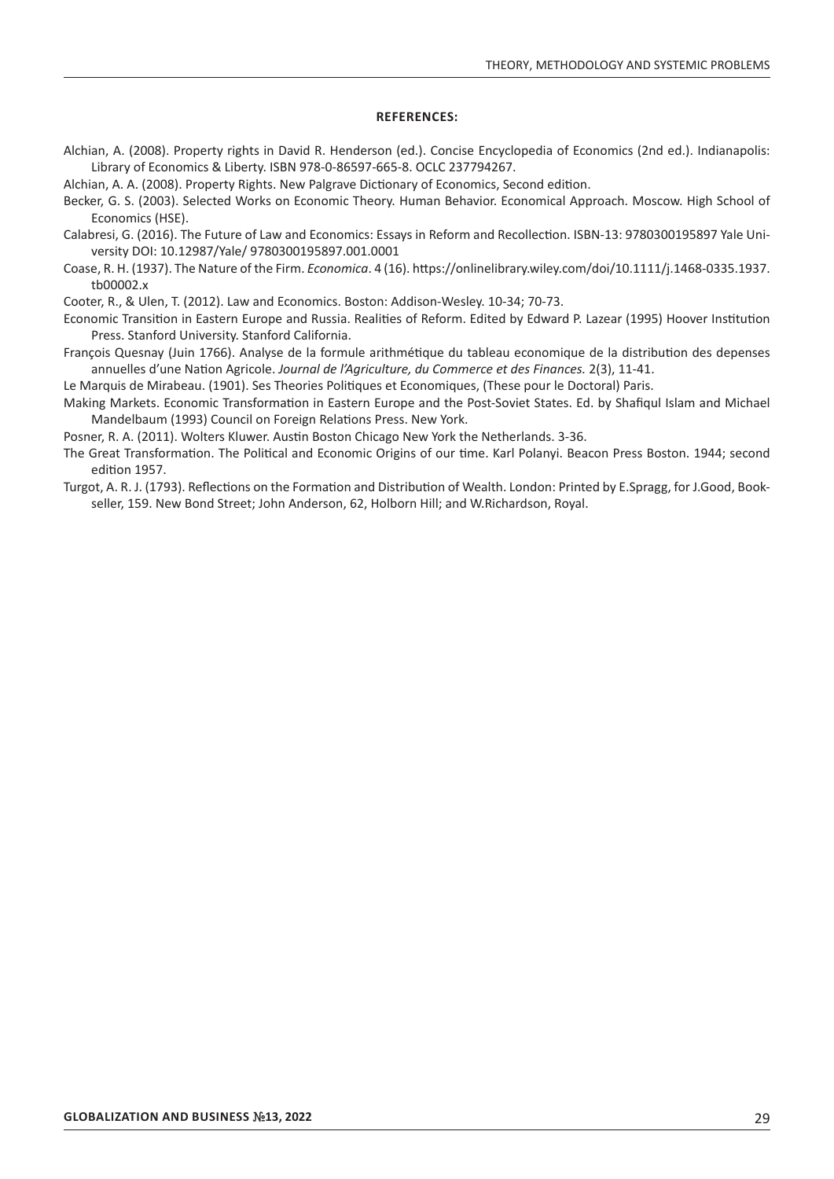**REFERENCES:**

Alchian, A. (2008). Property rights in David R. Henderson (ed.). Concise Encyclopedia of Economics (2nd ed.). Indianapolis: Library of Economics & Liberty. ISBN 978-0-86597-665-8. OCLC 237794267.

Alchian, A. A. (2008). Property Rights. New Palgrave Dictionary of Economics, Second edition.

Becker, G. S. (2003). Selected Works on Economic Theory. Human Behavior. Economical Approach. Moscow. High School of Economics (HSE).

Calabresi, G. (2016). The Future of Law and Economics: Essays in Reform and Recollection. ISBN-13: 9780300195897 Yale University DOI: 10.12987/Yale/ 9780300195897.001.0001

Coase, R. H. (1937). The Nature of the Firm. *Economica*. 4 (16). https://onlinelibrary.wiley.com/doi/10.1111/j.1468-0335.1937.tb00002.x

Cooter, R., & Ulen, T. (2012). Law and Economics. Boston: Addison-Wesley. 10-34; 70-73.

Economic Transition in Eastern Europe and Russia. Realities of Reform. Edited by Edward P. Lazear (1995) Hoover Institution Press. Stanford University. Stanford California.

François Quesnay (Juin 1766). Analyse de la formule arithmétique du tableau economique de la distribution des depenses annuelles d'une Nation Agricole. *Journal de l'Agriculture, du Commerce et des Finances.* 2(3), 11-41.

Le Marquis de Mirabeau. (1901). Ses Theories Politiques et Economiques, (These pour le Doctoral) Paris.

Making Markets. Economic Transformation in Eastern Europe and the Post-Soviet States. Ed. by Shafiqul Islam and Michael Mandelbaum (1993) Council on Foreign Relations Press. New York.

Posner, R. A. (2011). Wolters Kluwer. Austin Boston Chicago New York the Netherlands. 3-36.

The Great Transformation. The Political and Economic Origins of our time. Karl Polanyi. Beacon Press Boston. 1944; second edition 1957.

Turgot, A. R. J. (1793). Reflections on the Formation and Distribution of Wealth. London: Printed by E.Spragg, for J.Good, Bookseller, 159. New Bond Street; John Anderson, 62, Holborn Hill; and W.Richardson, Royal.